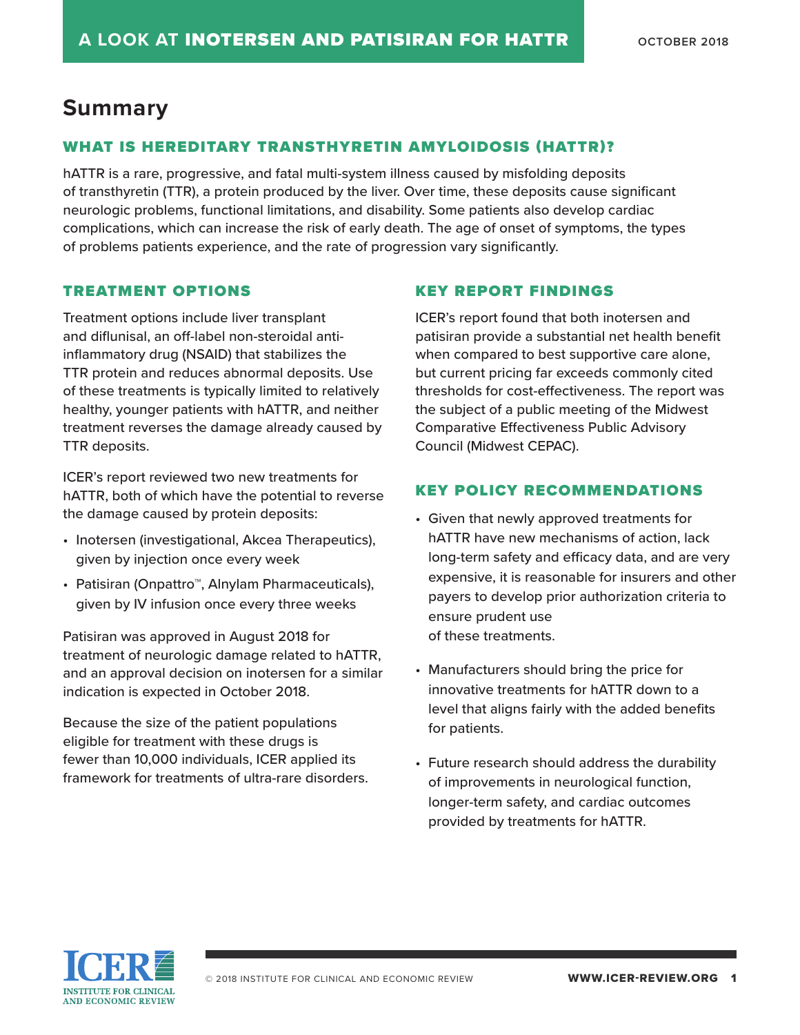# A LOOK AT INOTERSEN AND PATISIRAN FOR HATTR

OCTOBER 2018

## Summary

### WHAT IS HEREDITARY TRANSTHYRETIN AMYLOIDOSIS (HATTR)?

hATTR is a rare, progressive, and fatal multi-system illness caused by misfolding deposits of transthyretin (TTR), a protein produced by the liver. Over time, these deposits cause significant neurologic problems, functional limitations, and disability. Some patients also develop cardiac complications, which can increase the risk of early death. The age of onset of symptoms, the types of problems patients experience, and the rate of progression vary significantly.

### TREATMENT OPTIONS

Treatment options include liver transplant and diflunisal, an off-label non-steroidal anti-inflammatory drug (NSAID) that stabilizes the TTR protein and reduces abnormal deposits. Use of these treatments is typically limited to relatively healthy, younger patients with hATTR, and neither treatment reverses the damage already caused by TTR deposits.

ICER's report reviewed two new treatments for hATTR, both of which have the potential to reverse the damage caused by protein deposits:

- Inotersen (investigational, Akcea Therapeutics), given by injection once every week
- Patisiran (Onpattro™, Alnylam Pharmaceuticals), given by IV infusion once every three weeks

Patisiran was approved in August 2018 for treatment of neurologic damage related to hATTR, and an approval decision on inotersen for a similar indication is expected in October 2018.

Because the size of the patient populations eligible for treatment with these drugs is fewer than 10,000 individuals, ICER applied its framework for treatments of ultra-rare disorders.

### KEY REPORT FINDINGS

ICER's report found that both inotersen and patisiran provide a substantial net health benefit when compared to best supportive care alone, but current pricing far exceeds commonly cited thresholds for cost-effectiveness. The report was the subject of a public meeting of the Midwest Comparative Effectiveness Public Advisory Council (Midwest CEPAC).

### KEY POLICY RECOMMENDATIONS

- Given that newly approved treatments for hATTR have new mechanisms of action, lack long-term safety and efficacy data, and are very expensive, it is reasonable for insurers and other payers to develop prior authorization criteria to ensure prudent use of these treatments.
- Manufacturers should bring the price for innovative treatments for hATTR down to a level that aligns fairly with the added benefits for patients.
- Future research should address the durability of improvements in neurological function, longer-term safety, and cardiac outcomes provided by treatments for hATTR.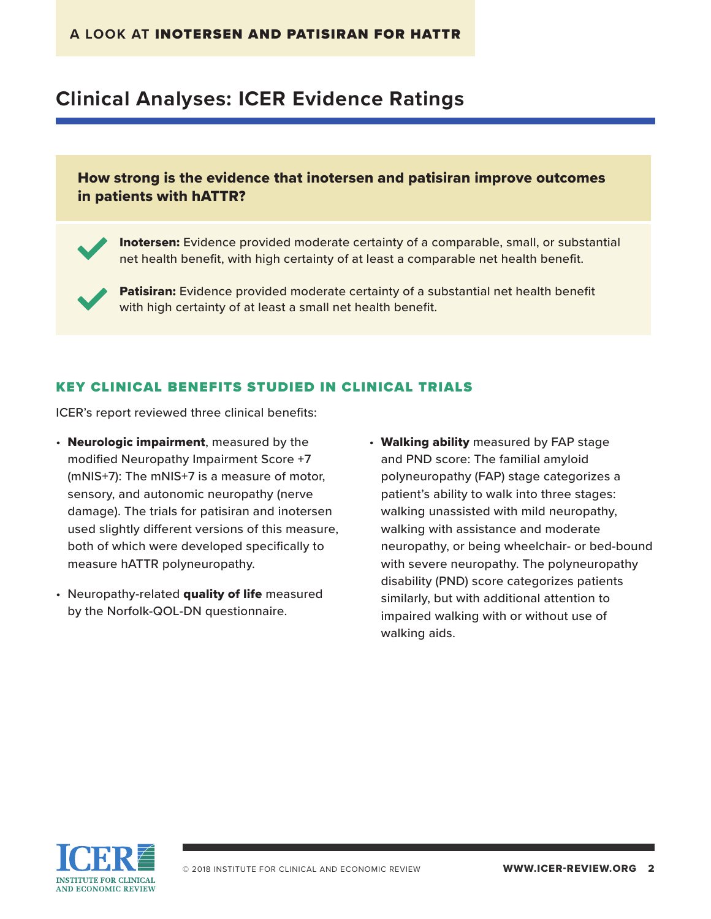A LOOK AT **INOTERSEN AND PATISIRAN FOR HATTR**

# Clinical Analyses: ICER Evidence Ratings

**How strong is the evidence that inotersen and patisiran improve outcomes in patients with hATTR?**

- **Inotersen:** Evidence provided moderate certainty of a comparable, small, or substantial net health benefit, with high certainty of at least a comparable net health benefit.
- **Patisiran:** Evidence provided moderate certainty of a substantial net health benefit with high certainty of at least a small net health benefit.

## KEY CLINICAL BENEFITS STUDIED IN CLINICAL TRIALS

ICER's report reviewed three clinical benefits:

- **Neurologic impairment**, measured by the modified Neuropathy Impairment Score +7 (mNIS+7): The mNIS+7 is a measure of motor, sensory, and autonomic neuropathy (nerve damage). The trials for patisiran and inotersen used slightly different versions of this measure, both of which were developed specifically to measure hATTR polyneuropathy.
- Neuropathy-related **quality of life** measured by the Norfolk-QOL-DN questionnaire.
- **Walking ability** measured by FAP stage and PND score: The familial amyloid polyneuropathy (FAP) stage categorizes a patient's ability to walk into three stages: walking unassisted with mild neuropathy, walking with assistance and moderate neuropathy, or being wheelchair- or bed-bound with severe neuropathy. The polyneuropathy disability (PND) score categorizes patients similarly, but with additional attention to impaired walking with or without use of walking aids.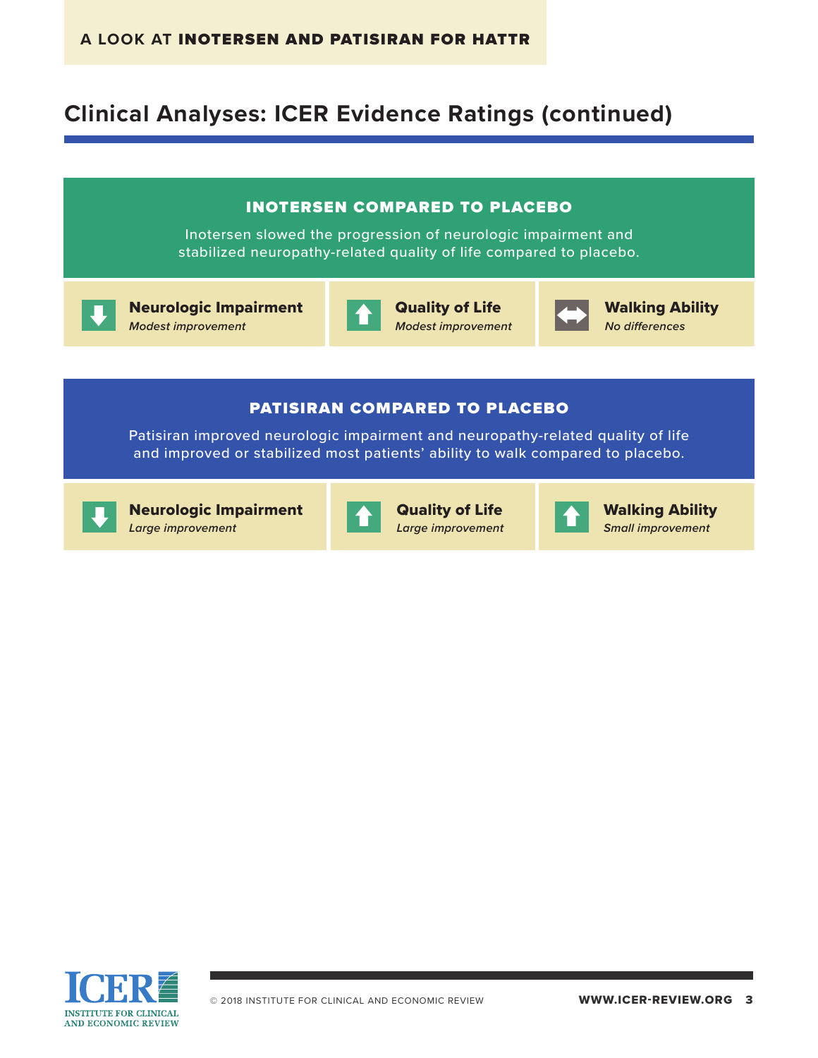# Clinical Analyses: ICER Evidence Ratings (continued)

## INOTERSEN COMPARED TO PLACEBO

Inotersen slowed the progression of neurologic impairment and stabilized neuropathy-related quality of life compared to placebo.

**Neurologic Impairment**
*Modest improvement*

**Quality of Life**
*Modest improvement*

**Walking Ability**
*No differences*

## PATISIRAN COMPARED TO PLACEBO

Patisiran improved neurologic impairment and neuropathy-related quality of life and improved or stabilized most patients' ability to walk compared to placebo.

**Neurologic Impairment**
*Large improvement*

**Quality of Life**
*Large improvement*

**Walking Ability**
*Small improvement*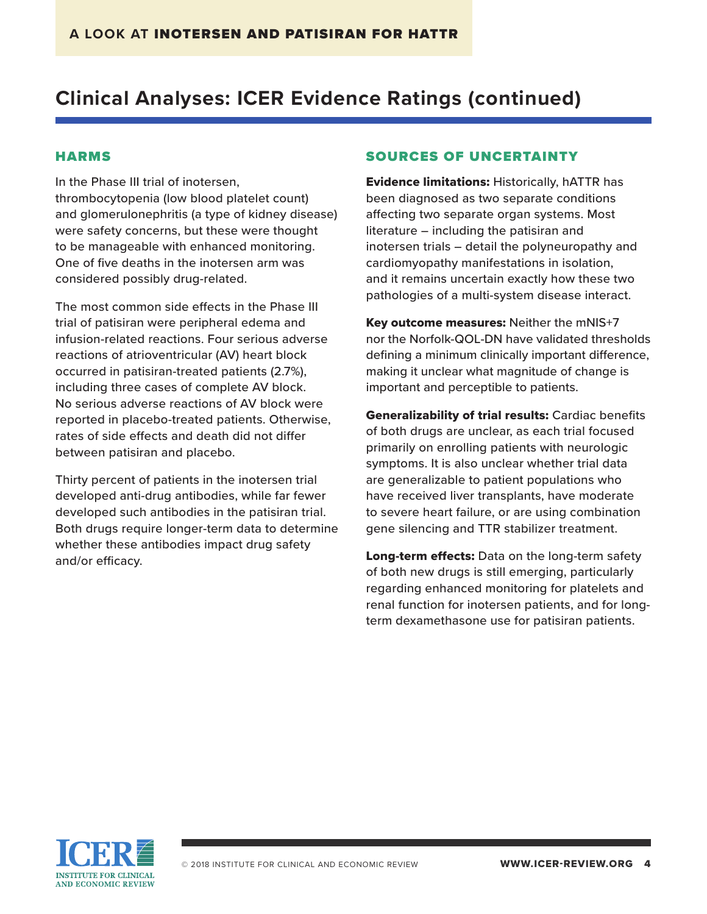## Clinical Analyses: ICER Evidence Ratings (continued)

### HARMS

In the Phase III trial of inotersen, thrombocytopenia (low blood platelet count) and glomerulonephritis (a type of kidney disease) were safety concerns, but these were thought to be manageable with enhanced monitoring. One of five deaths in the inotersen arm was considered possibly drug-related.

The most common side effects in the Phase III trial of patisiran were peripheral edema and infusion-related reactions. Four serious adverse reactions of atrioventricular (AV) heart block occurred in patisiran-treated patients (2.7%), including three cases of complete AV block. No serious adverse reactions of AV block were reported in placebo-treated patients. Otherwise, rates of side effects and death did not differ between patisiran and placebo.

Thirty percent of patients in the inotersen trial developed anti-drug antibodies, while far fewer developed such antibodies in the patisiran trial. Both drugs require longer-term data to determine whether these antibodies impact drug safety and/or efficacy.

### SOURCES OF UNCERTAINTY

**Evidence limitations:** Historically, hATTR has been diagnosed as two separate conditions affecting two separate organ systems. Most literature – including the patisiran and inotersen trials – detail the polyneuropathy and cardiomyopathy manifestations in isolation, and it remains uncertain exactly how these two pathologies of a multi-system disease interact.

**Key outcome measures:** Neither the mNIS+7 nor the Norfolk-QOL-DN have validated thresholds defining a minimum clinically important difference, making it unclear what magnitude of change is important and perceptible to patients.

**Generalizability of trial results:** Cardiac benefits of both drugs are unclear, as each trial focused primarily on enrolling patients with neurologic symptoms. It is also unclear whether trial data are generalizable to patient populations who have received liver transplants, have moderate to severe heart failure, or are using combination gene silencing and TTR stabilizer treatment.

**Long-term effects:** Data on the long-term safety of both new drugs is still emerging, particularly regarding enhanced monitoring for platelets and renal function for inotersen patients, and for long-term dexamethasone use for patisiran patients.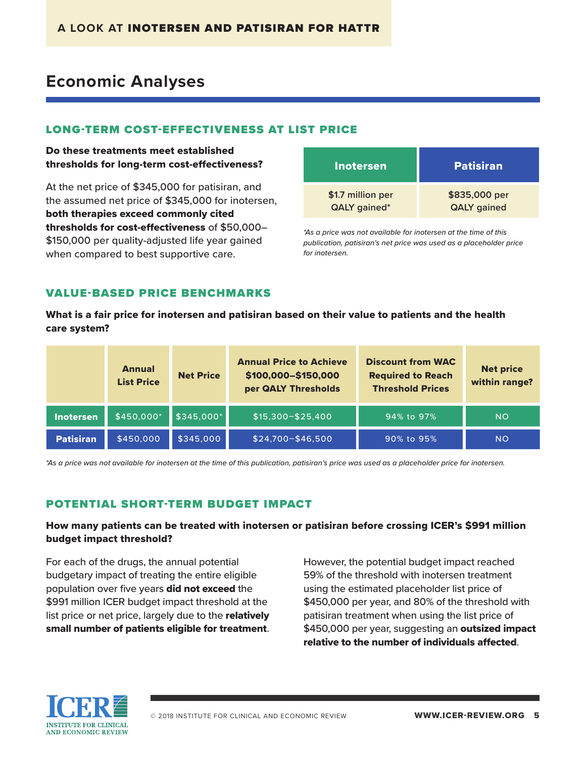A LOOK AT **INOTERSEN AND PATISIRAN FOR HATTR**

# Economic Analyses

## LONG-TERM COST-EFFECTIVENESS AT LIST PRICE

**Do these treatments meet established thresholds for long-term cost-effectiveness?**

At the net price of $345,000 for patisiran, and the assumed net price of $345,000 for inotersen, **both therapies exceed commonly cited thresholds for cost-effectiveness** of $50,000–$150,000 per quality-adjusted life year gained when compared to best supportive care.

| Inotersen | Patisiran |
| --- | --- |
| $1.7 million per QALY gained* | $835,000 per QALY gained |

*\*As a price was not available for inotersen at the time of this publication, patisiran's net price was used as a placeholder price for inotersen.*

## VALUE-BASED PRICE BENCHMARKS

**What is a fair price for inotersen and patisiran based on their value to patients and the health care system?**

| | Annual List Price | Net Price | Annual Price to Achieve $100,000–$150,000 per QALY Thresholds | Discount from WAC Required to Reach Threshold Prices | Net price within range? |
| --- | --- | --- | --- | --- | --- |
| **Inotersen** | $450,000* | $345,000* | $15,300–$25,400 | 94% to 97% | NO |
| **Patisiran** | $450,000 | $345,000 | $24,700–$46,500 | 90% to 95% | NO |

*\*As a price was not available for inotersen at the time of this publication, patisiran's price was used as a placeholder price for inotersen.*

## POTENTIAL SHORT-TERM BUDGET IMPACT

**How many patients can be treated with inotersen or patisiran before crossing ICER's $991 million budget impact threshold?**

For each of the drugs, the annual potential budgetary impact of treating the entire eligible population over five years **did not exceed** the $991 million ICER budget impact threshold at the list price or net price, largely due to the **relatively small number of patients eligible for treatment**.

However, the potential budget impact reached 59% of the threshold with inotersen treatment using the estimated placeholder list price of $450,000 per year, and 80% of the threshold with patisiran treatment when using the list price of $450,000 per year, suggesting an **outsized impact relative to the number of individuals affected**.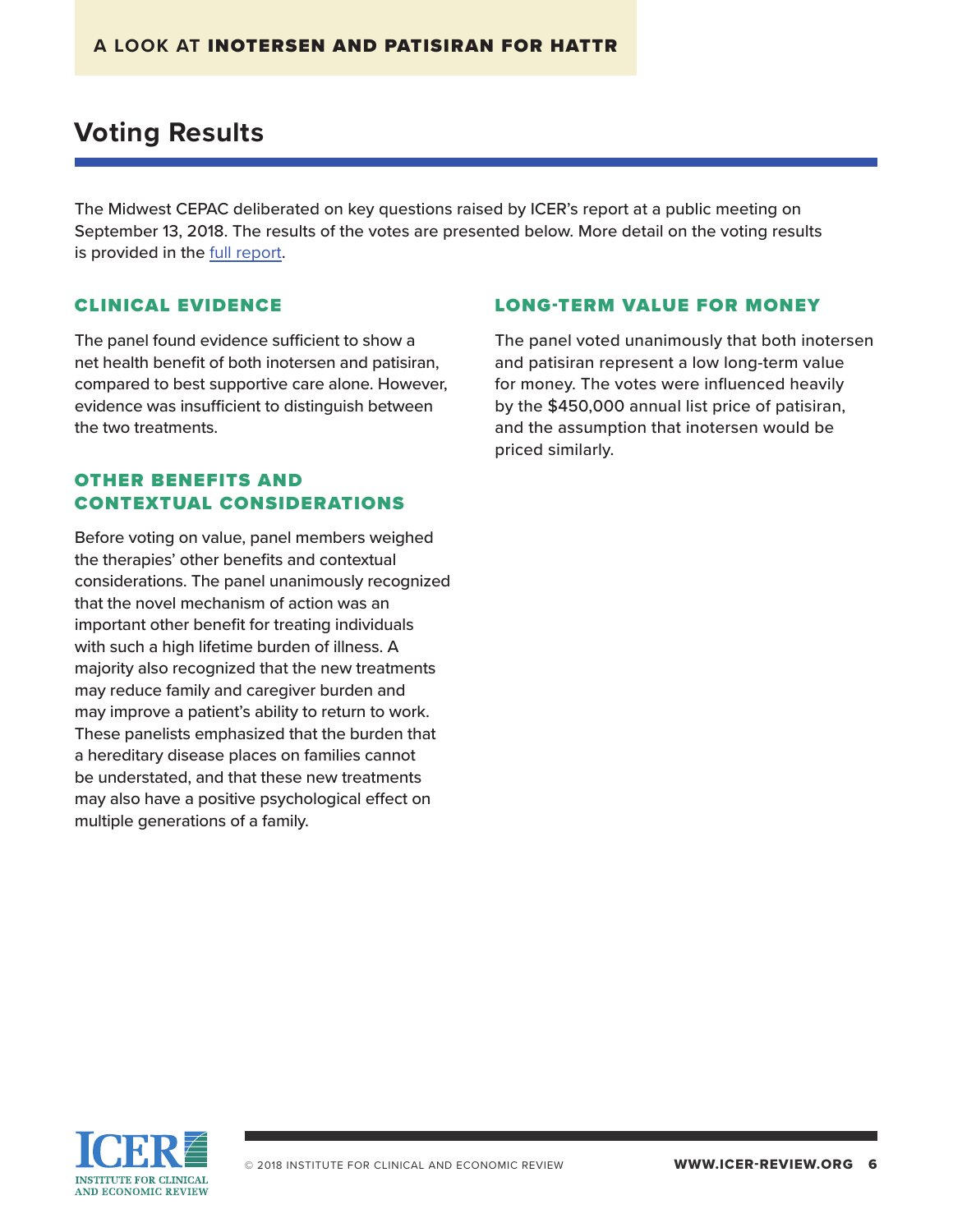# Voting Results

The Midwest CEPAC deliberated on key questions raised by ICER's report at a public meeting on September 13, 2018. The results of the votes are presented below. More detail on the voting results is provided in the full report.

## CLINICAL EVIDENCE

The panel found evidence sufficient to show a net health benefit of both inotersen and patisiran, compared to best supportive care alone. However, evidence was insufficient to distinguish between the two treatments.

## OTHER BENEFITS AND CONTEXTUAL CONSIDERATIONS

Before voting on value, panel members weighed the therapies' other benefits and contextual considerations. The panel unanimously recognized that the novel mechanism of action was an important other benefit for treating individuals with such a high lifetime burden of illness. A majority also recognized that the new treatments may reduce family and caregiver burden and may improve a patient's ability to return to work. These panelists emphasized that the burden that a hereditary disease places on families cannot be understated, and that these new treatments may also have a positive psychological effect on multiple generations of a family.

## LONG-TERM VALUE FOR MONEY

The panel voted unanimously that both inotersen and patisiran represent a low long-term value for money. The votes were influenced heavily by the $450,000 annual list price of patisiran, and the assumption that inotersen would be priced similarly.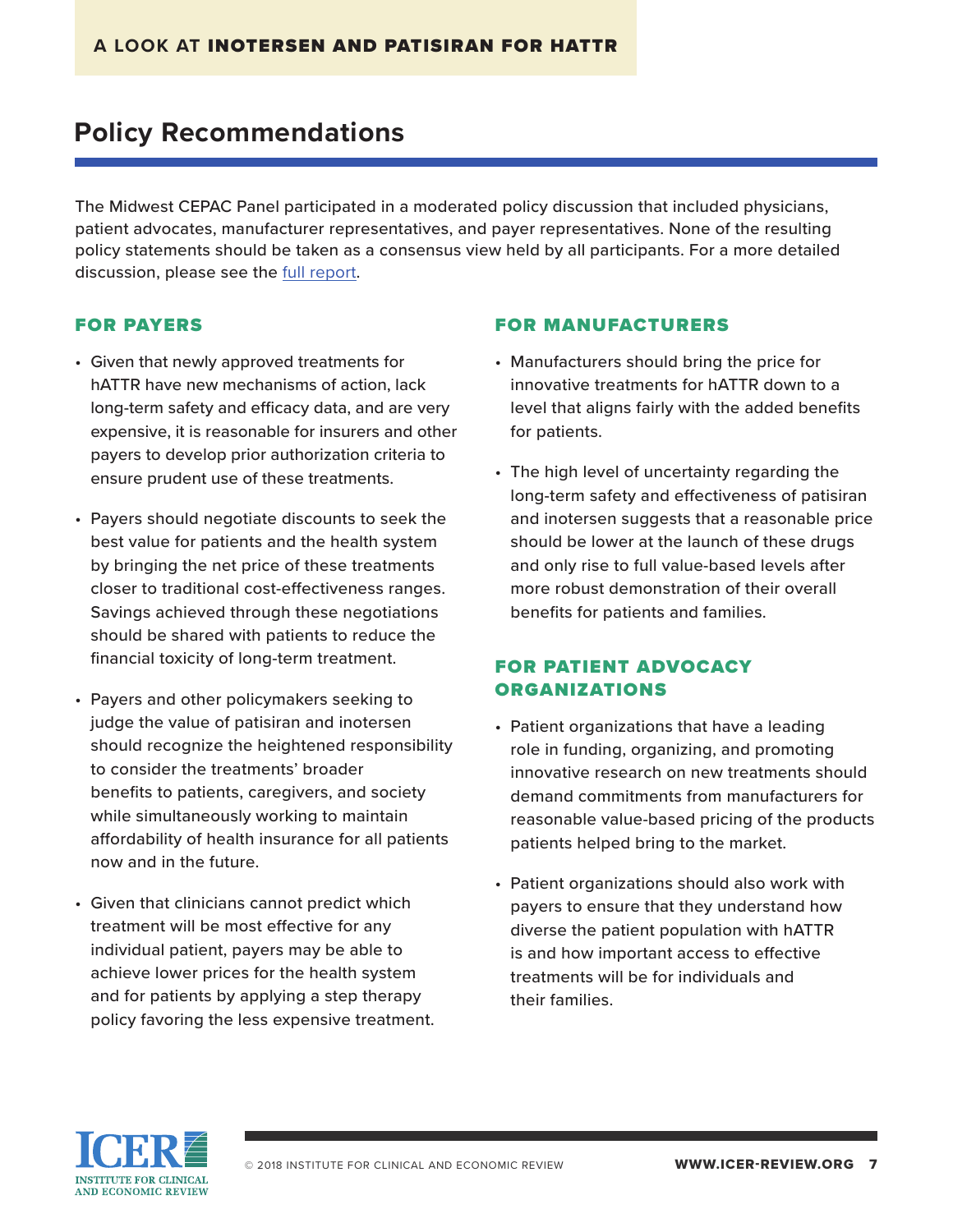## Policy Recommendations

The Midwest CEPAC Panel participated in a moderated policy discussion that included physicians, patient advocates, manufacturer representatives, and payer representatives. None of the resulting policy statements should be taken as a consensus view held by all participants. For a more detailed discussion, please see the full report.

### FOR PAYERS

- Given that newly approved treatments for hATTR have new mechanisms of action, lack long-term safety and efficacy data, and are very expensive, it is reasonable for insurers and other payers to develop prior authorization criteria to ensure prudent use of these treatments.
- Payers should negotiate discounts to seek the best value for patients and the health system by bringing the net price of these treatments closer to traditional cost-effectiveness ranges. Savings achieved through these negotiations should be shared with patients to reduce the financial toxicity of long-term treatment.
- Payers and other policymakers seeking to judge the value of patisiran and inotersen should recognize the heightened responsibility to consider the treatments' broader benefits to patients, caregivers, and society while simultaneously working to maintain affordability of health insurance for all patients now and in the future.
- Given that clinicians cannot predict which treatment will be most effective for any individual patient, payers may be able to achieve lower prices for the health system and for patients by applying a step therapy policy favoring the less expensive treatment.

### FOR MANUFACTURERS

- Manufacturers should bring the price for innovative treatments for hATTR down to a level that aligns fairly with the added benefits for patients.
- The high level of uncertainty regarding the long-term safety and effectiveness of patisiran and inotersen suggests that a reasonable price should be lower at the launch of these drugs and only rise to full value-based levels after more robust demonstration of their overall benefits for patients and families.

### FOR PATIENT ADVOCACY ORGANIZATIONS

- Patient organizations that have a leading role in funding, organizing, and promoting innovative research on new treatments should demand commitments from manufacturers for reasonable value-based pricing of the products patients helped bring to the market.
- Patient organizations should also work with payers to ensure that they understand how diverse the patient population with hATTR is and how important access to effective treatments will be for individuals and their families.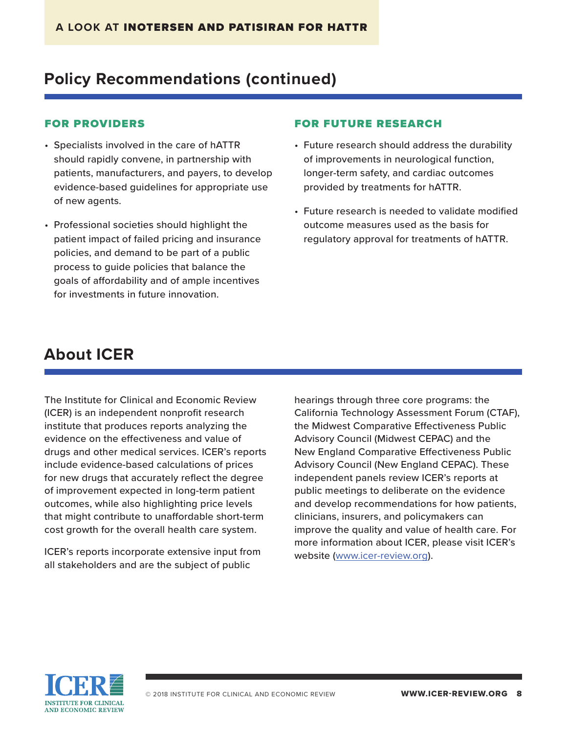## Policy Recommendations (continued)

### FOR PROVIDERS

- Specialists involved in the care of hATTR should rapidly convene, in partnership with patients, manufacturers, and payers, to develop evidence-based guidelines for appropriate use of new agents.
- Professional societies should highlight the patient impact of failed pricing and insurance policies, and demand to be part of a public process to guide policies that balance the goals of affordability and of ample incentives for investments in future innovation.

### FOR FUTURE RESEARCH

- Future research should address the durability of improvements in neurological function, longer-term safety, and cardiac outcomes provided by treatments for hATTR.
- Future research is needed to validate modified outcome measures used as the basis for regulatory approval for treatments of hATTR.

## About ICER

The Institute for Clinical and Economic Review (ICER) is an independent nonprofit research institute that produces reports analyzing the evidence on the effectiveness and value of drugs and other medical services. ICER's reports include evidence-based calculations of prices for new drugs that accurately reflect the degree of improvement expected in long-term patient outcomes, while also highlighting price levels that might contribute to unaffordable short-term cost growth for the overall health care system.

ICER's reports incorporate extensive input from all stakeholders and are the subject of public hearings through three core programs: the California Technology Assessment Forum (CTAF), the Midwest Comparative Effectiveness Public Advisory Council (Midwest CEPAC) and the New England Comparative Effectiveness Public Advisory Council (New England CEPAC). These independent panels review ICER's reports at public meetings to deliberate on the evidence and develop recommendations for how patients, clinicians, insurers, and policymakers can improve the quality and value of health care. For more information about ICER, please visit ICER's website (www.icer-review.org).